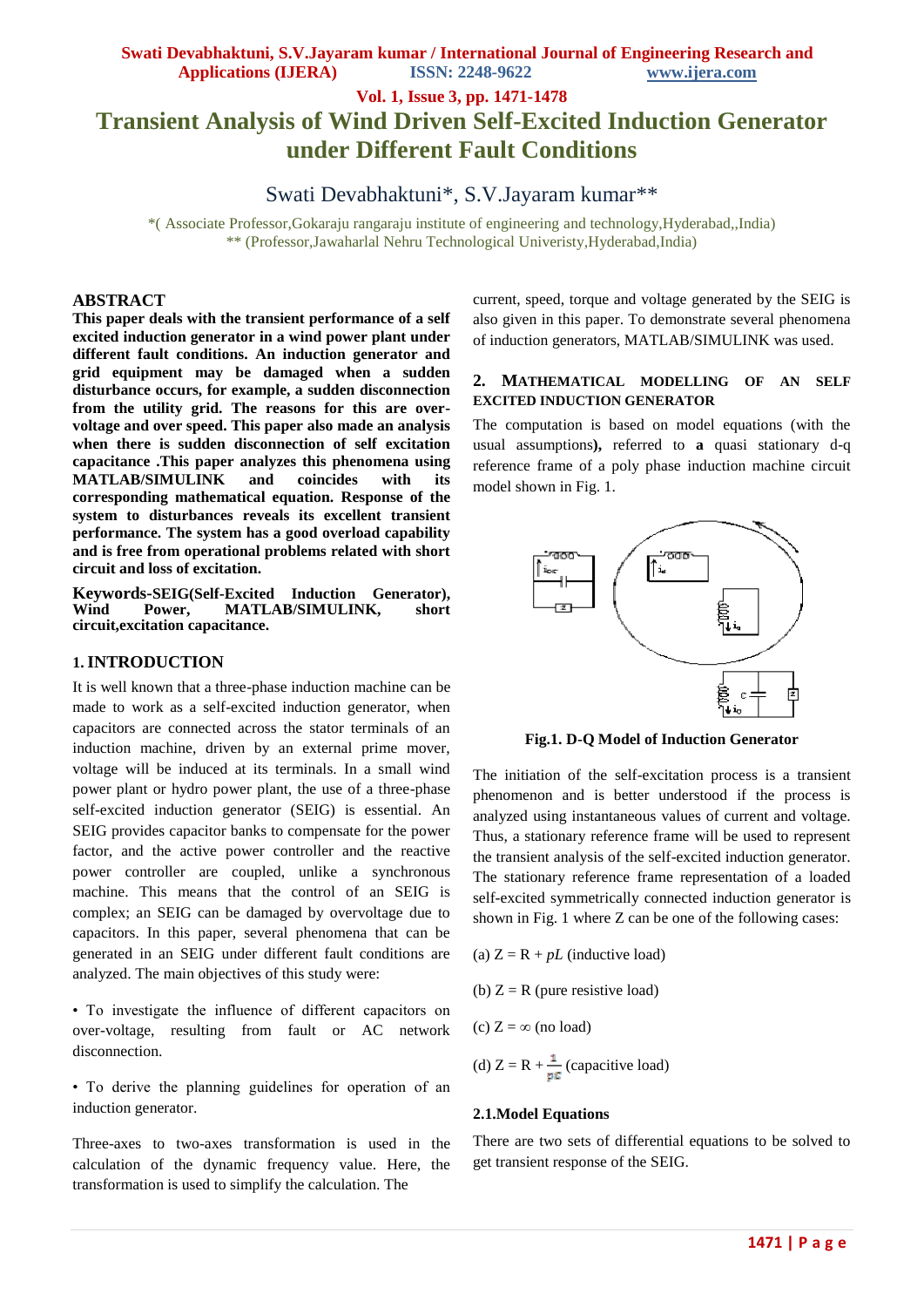# Transient Analysis of Wind Driven Self-Excited Induction Generator under Different Fault Conditions

Swati Devabhaktuni*, S.V.Jayaram kumar**

*( Associate Professor,Gokaraju rangaraju institute of engineering and technology,Hyderabad,,India)
** (Professor,Jawaharlal Nehru Technological Univeristy,Hyderabad,India)

## ABSTRACT

**This paper deals with the transient performance of a self excited induction generator in a wind power plant under different fault conditions. An induction generator and grid equipment may be damaged when a sudden disturbance occurs, for example, a sudden disconnection from the utility grid. The reasons for this are over-voltage and over speed. This paper also made an analysis when there is sudden disconnection of self excitation capacitance .This paper analyzes this phenomena using MATLAB/SIMULINK and coincides with its corresponding mathematical equation. Response of the system to disturbances reveals its excellent transient performance. The system has a good overload capability and is free from operational problems related with short circuit and loss of excitation.**

**Keywords-SEIG(Self-Excited Induction Generator), Wind Power, MATLAB/SIMULINK, short circuit,excitation capacitance.**

## 1. INTRODUCTION

It is well known that a three-phase induction machine can be made to work as a self-excited induction generator, when capacitors are connected across the stator terminals of an induction machine, driven by an external prime mover, voltage will be induced at its terminals. In a small wind power plant or hydro power plant, the use of a three-phase self-excited induction generator (SEIG) is essential. An SEIG provides capacitor banks to compensate for the power factor, and the active power controller and the reactive power controller are coupled, unlike a synchronous machine. This means that the control of an SEIG is complex; an SEIG can be damaged by overvoltage due to capacitors. In this paper, several phenomena that can be generated in an SEIG under different fault conditions are analyzed. The main objectives of this study were:

- To investigate the influence of different capacitors on over-voltage, resulting from fault or AC network disconnection.
- To derive the planning guidelines for operation of an induction generator.

Three-axes to two-axes transformation is used in the calculation of the dynamic frequency value. Here, the transformation is used to simplify the calculation. The current, speed, torque and voltage generated by the SEIG is also given in this paper. To demonstrate several phenomena of induction generators, MATLAB/SIMULINK was used.

## 2. MATHEMATICAL MODELLING OF AN SELF EXCITED INDUCTION GENERATOR

The computation is based on model equations (with the usual assumptions**),** referred to **a** quasi stationary d-q reference frame of a poly phase induction machine circuit model shown in Fig. 1.

$i_{QC}$ $i_d$ $i_q$ C Z $i_Q$

**Fig.1. D-Q Model of Induction Generator**

The initiation of the self-excitation process is a transient phenomenon and is better understood if the process is analyzed using instantaneous values of current and voltage. Thus, a stationary reference frame will be used to represent the transient analysis of the self-excited induction generator. The stationary reference frame representation of a loaded self-excited symmetrically connected induction generator is shown in Fig. 1 where Z can be one of the following cases:

(a) $Z = R + pL$ (inductive load)

(b) $Z = R$ (pure resistive load)

(c) $Z = \infty$ (no load)

(d) $Z = R + \frac{1}{pC}$ (capacitive load)

### 2.1.Model Equations

There are two sets of differential equations to be solved to get transient response of the SEIG.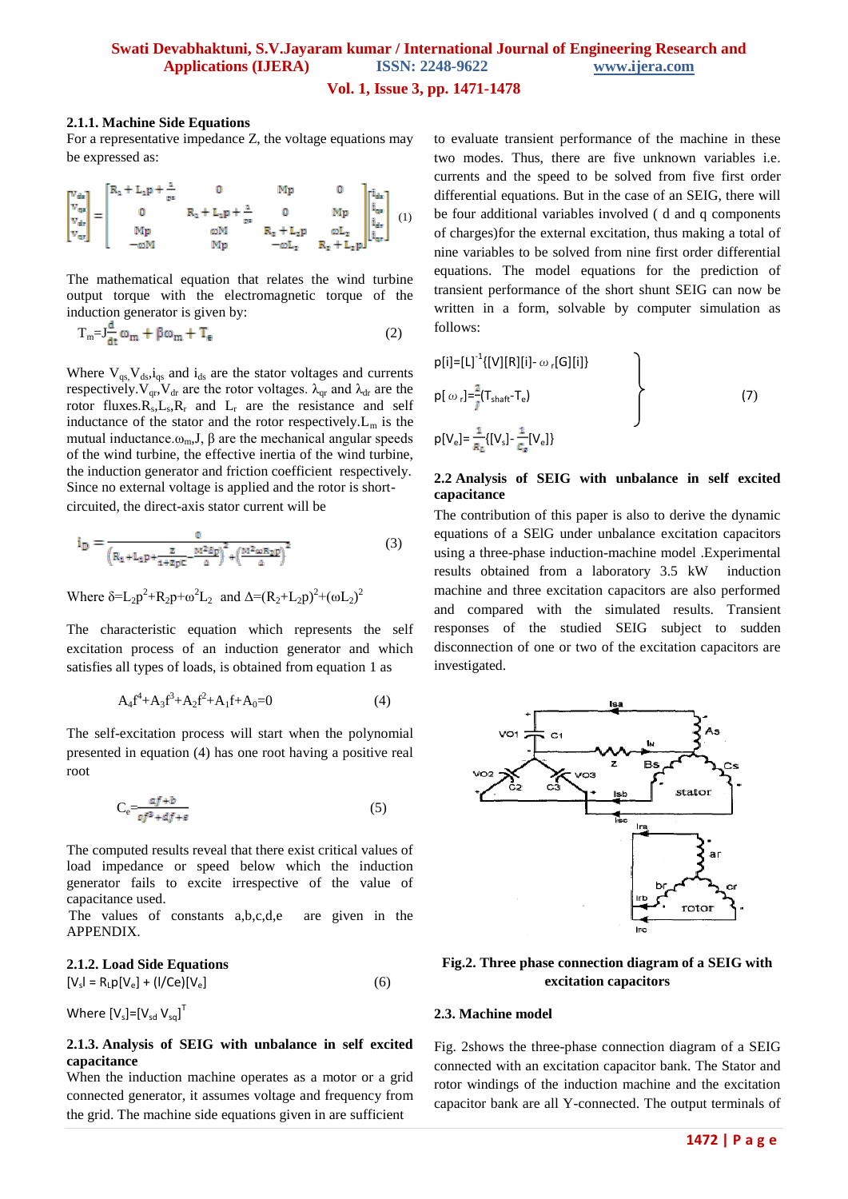### 2.1.1. Machine Side Equations

For a representative impedance Z, the voltage equations may be expressed as:

$$\begin{bmatrix} V_{ds} \\ V_{qs} \\ V_{dr} \\ V_{qr} \end{bmatrix} = \begin{bmatrix} R_1 + L_1 p + \frac{1}{pc} & 0 & Mp & 0 \\ 0 & R_1 + L_1 p + \frac{1}{pc} & 0 & Mp \\ Mp & \omega M & R_2 + L_2 p & \omega L_2 \\ -\omega M & Mp & -\omega L_2 & R_2 + L_2 p \end{bmatrix} \begin{bmatrix} i_{ds} \\ i_{qs} \\ i_{dr} \\ i_{qr} \end{bmatrix} \quad (1)$$

The mathematical equation that relates the wind turbine output torque with the electromagnetic torque of the induction generator is given by:

$$T_m = J\frac{d}{dt}\omega_m + \beta\omega_m + T_e \quad (2)$$

Where $V_{qs}$, $V_{ds}$, $i_{qs}$ and $i_{ds}$ are the stator voltages and currents respectively. $V_{qr}$, $V_{dr}$ are the rotor voltages. $\lambda_{qr}$ and $\lambda_{dr}$ are the rotor fluxes. $R_s$, $L_s$, $R_r$ and $L_r$ are the resistance and self inductance of the stator and the rotor respectively. $L_m$ is the mutual inductance. $\omega_m$, J, β are the mechanical angular speeds of the wind turbine, the effective inertia of the wind turbine, the induction generator and friction coefficient respectively. Since no external voltage is applied and the rotor is short-circuited, the direct-axis stator current will be

$$i_D = \frac{0}{\left(R_1 + L_1 p + \frac{z}{1+zpC} - \frac{M^2 \delta p}{\Delta}\right)^2 + \left(\frac{M^2 \omega R_2 p}{\Delta}\right)^2} \quad (3)$$

Where $\delta = L_2 p^2 + R_2 p + \omega^2 L_2$ and $\Delta = (R_2 + L_2 p)^2 + (\omega L_2)^2$

The characteristic equation which represents the self excitation process of an induction generator and which satisfies all types of loads, is obtained from equation 1 as

$$A_4 f^4 + A_3 f^3 + A_2 f^2 + A_1 f + A_0 = 0 \quad (4)$$

The self-excitation process will start when the polynomial presented in equation (4) has one root having a positive real root

$$C_e = \frac{af + b}{cf^3 + df + e} \quad (5)$$

The computed results reveal that there exist critical values of load impedance or speed below which the induction generator fails to excite irrespective of the value of capacitance used.

The values of constants a,b,c,d,e are given in the APPENDIX.

### 2.1.2. Load Side Equations

$$[V_s] = R_L p[V_e] + (I/Ce)[V_e] \quad (6)$$

Where $[V_s] = [V_{sd}\ V_{sq}]^T$

### 2.1.3. Analysis of SEIG with unbalance in self excited capacitance

When the induction machine operates as a motor or a grid connected generator, it assumes voltage and frequency from the grid. The machine side equations given in are sufficient to evaluate transient performance of the machine in these two modes. Thus, there are five unknown variables i.e. currents and the speed to be solved from five first order differential equations. But in the case of an SEIG, there will be four additional variables involved ( d and q components of charges)for the external excitation, thus making a total of nine variables to be solved from nine first order differential equations. The model equations for the prediction of transient performance of the short shunt SEIG can now be written in a form, solvable by computer simulation as follows:

$$\left.\begin{aligned} p[i] &= [L]^{-1}\{[V][R][i] - \omega_r[G][i]\} \\ p[\omega_r] &= \frac{2}{J}(T_{shaft} - T_e) \\ p[V_e] &= \frac{1}{R_L}\{[V_s] - \frac{1}{C_e}[V_e]\} \end{aligned}\right\} \quad (7)$$

### 2.2 Analysis of SEIG with unbalance in self excited capacitance

The contribution of this paper is also to derive the dynamic equations of a SEIG under unbalance excitation capacitors using a three-phase induction-machine model .Experimental results obtained from a laboratory 3.5 kW induction machine and three excitation capacitors are also performed and compared with the simulated results. Transient responses of the studied SEIG subject to sudden disconnection of one or two of the excitation capacitors are investigated.

**Fig.2. Three phase connection diagram of a SEIG with excitation capacitors**

### 2.3. Machine model

Fig. 2shows the three-phase connection diagram of a SEIG connected with an excitation capacitor bank. The Stator and rotor windings of the induction machine and the excitation capacitor bank are all Y-connected. The output terminals of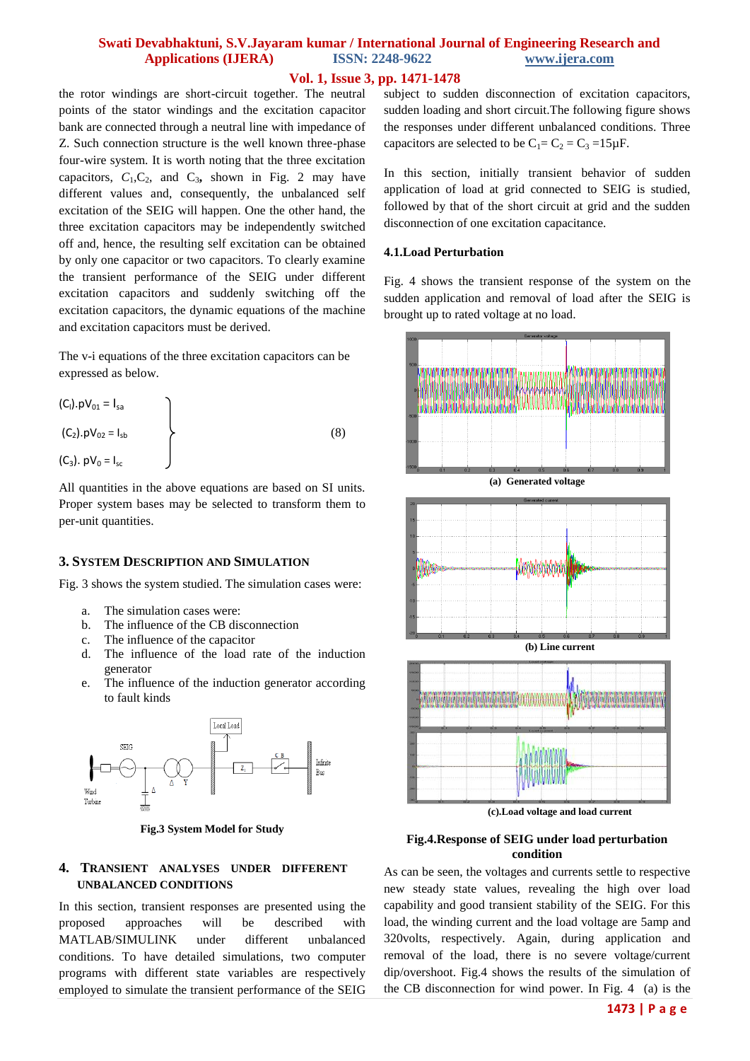the rotor windings are short-circuit together. The neutral points of the stator windings and the excitation capacitor bank are connected through a neutral line with impedance of Z. Such connection structure is the well known three-phase four-wire system. It is worth noting that the three excitation capacitors, $C_1$, $C_2$, and $C_3$, shown in Fig. 2 may have different values and, consequently, the unbalanced self excitation of the SEIG will happen. One the other hand, the three excitation capacitors may be independently switched off and, hence, the resulting self excitation can be obtained by only one capacitor or two capacitors. To clearly examine the transient performance of the SEIG under different excitation capacitors and suddenly switching off the excitation capacitors, the dynamic equations of the machine and excitation capacitors must be derived.

The v-i equations of the three excitation capacitors can be expressed as below.

$$\left.\begin{aligned} (C_l).pV_{01} &= I_{sa} \\ (C_2).pV_{02} &= I_{sb} \\ (C_3).\, pV_0 &= I_{sc} \end{aligned}\right\} \qquad (8)$$

All quantities in the above equations are based on SI units. Proper system bases may be selected to transform them to per-unit quantities.

## 3. System Description and Simulation

Fig. 3 shows the system studied. The simulation cases were:

a. The simulation cases were:
b. The influence of the CB disconnection
c. The influence of the capacitor
d. The influence of the load rate of the induction generator
e. The influence of the induction generator according to fault kinds

SEIG

Local Load

C B

Infinite Bus

Wind Turbine

Δ

Δ Y

$Z_L$

Fig.3 System Model for Study

## 4. Transient Analyses under Different Unbalanced Conditions

In this section, transient responses are presented using the proposed approaches will be described with MATLAB/SIMULINK under different unbalanced conditions. To have detailed simulations, two computer programs with different state variables are respectively employed to simulate the transient performance of the SEIG subject to sudden disconnection of excitation capacitors, sudden loading and short circuit.The following figure shows the responses under different unbalanced conditions. Three capacitors are selected to be $C_1 = C_2 = C_3 = 15\mu F$.

In this section, initially transient behavior of sudden application of load at grid connected to SEIG is studied, followed by that of the short circuit at grid and the sudden disconnection of one excitation capacitance.

### 4.1.Load Perturbation

Fig. 4 shows the transient response of the system on the sudden application and removal of load after the SEIG is brought up to rated voltage at no load.

Generator voltage

1000
500
0
-500
-1000
-1500
0 0.1 0.2 0.3 0.4 0.5 0.6 0.7 0.8 0.9 1

(a) Generated voltage

Generated current

20
15
10
5
0
-5
-10
-15
-20
0 0.1 0.2 0.3 0.4 0.5 0.6 0.7 0.8 0.9 1

(b) Line current

(c).Load voltage and load current

Fig.4.Response of SEIG under load perturbation condition

As can be seen, the voltages and currents settle to respective new steady state values, revealing the high over load capability and good transient stability of the SEIG. For this load, the winding current and the load voltage are 5amp and 320volts, respectively. Again, during application and removal of the load, there is no severe voltage/current dip/overshoot. Fig.4 shows the results of the simulation of the CB disconnection for wind power. In Fig. 4 (a) is the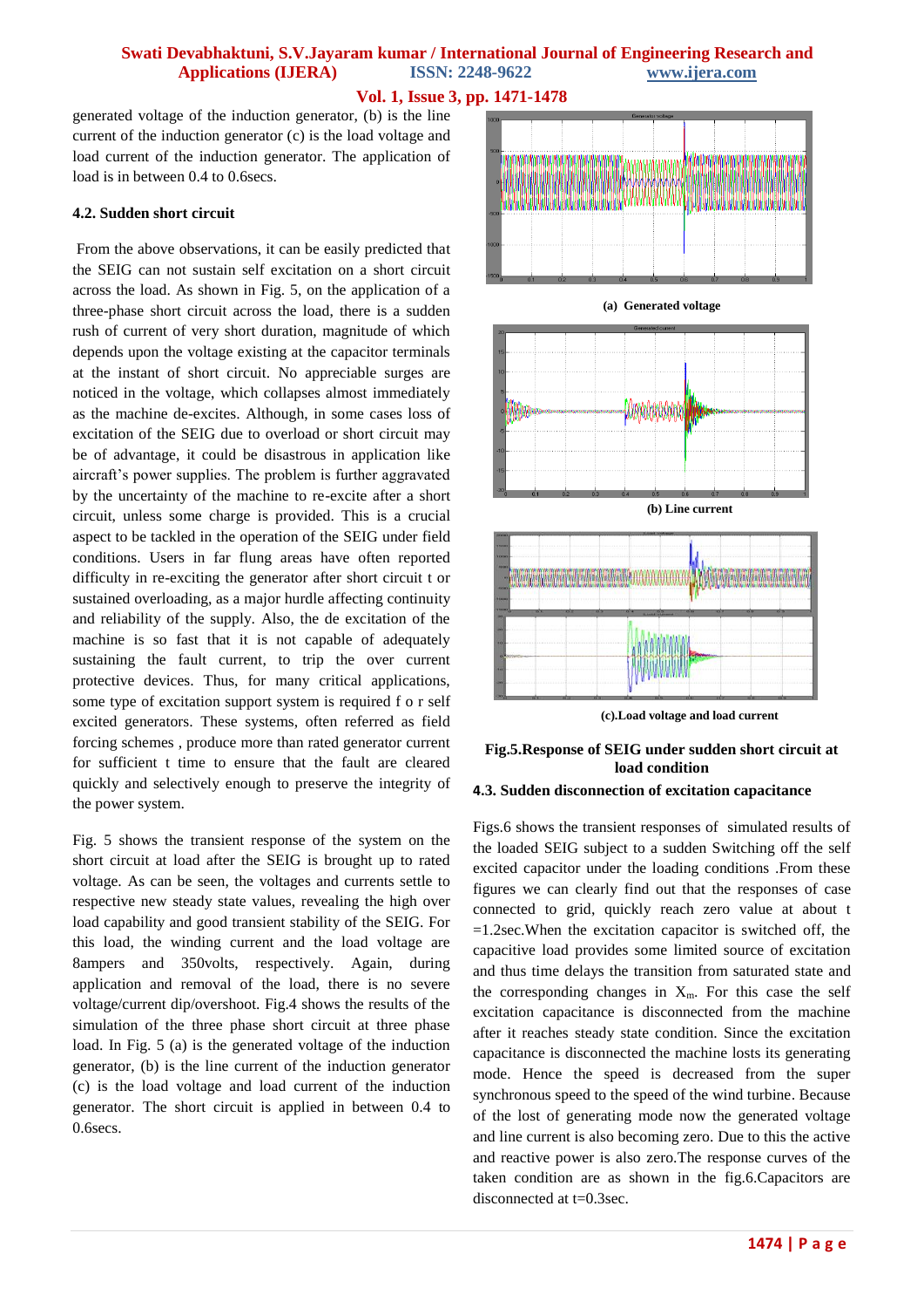generated voltage of the induction generator, (b) is the line current of the induction generator (c) is the load voltage and load current of the induction generator. The application of load is in between 0.4 to 0.6secs.

### 4.2. Sudden short circuit

From the above observations, it can be easily predicted that the SEIG can not sustain self excitation on a short circuit across the load. As shown in Fig. 5, on the application of a three-phase short circuit across the load, there is a sudden rush of current of very short duration, magnitude of which depends upon the voltage existing at the capacitor terminals at the instant of short circuit. No appreciable surges are noticed in the voltage, which collapses almost immediately as the machine de-excites. Although, in some cases loss of excitation of the SEIG due to overload or short circuit may be of advantage, it could be disastrous in application like aircraft's power supplies. The problem is further aggravated by the uncertainty of the machine to re-excite after a short circuit, unless some charge is provided. This is a crucial aspect to be tackled in the operation of the SEIG under field conditions. Users in far flung areas have often reported difficulty in re-exciting the generator after short circuit t or sustained overloading, as a major hurdle affecting continuity and reliability of the supply. Also, the de excitation of the machine is so fast that it is not capable of adequately sustaining the fault current, to trip the over current protective devices. Thus, for many critical applications, some type of excitation support system is required f o r self excited generators. These systems, often referred as field forcing schemes , produce more than rated generator current for sufficient t time to ensure that the fault are cleared quickly and selectively enough to preserve the integrity of the power system.

Fig. 5 shows the transient response of the system on the short circuit at load after the SEIG is brought up to rated voltage. As can be seen, the voltages and currents settle to respective new steady state values, revealing the high over load capability and good transient stability of the SEIG. For this load, the winding current and the load voltage are 8ampers and 350volts, respectively. Again, during application and removal of the load, there is no severe voltage/current dip/overshoot. Fig.4 shows the results of the simulation of the three phase short circuit at three phase load. In Fig. 5 (a) is the generated voltage of the induction generator, (b) is the line current of the induction generator (c) is the load voltage and load current of the induction generator. The short circuit is applied in between 0.4 to 0.6secs.

(a) Generated voltage

(b) Line current

(c).Load voltage and load current

**Fig.5.Response of SEIG under sudden short circuit at load condition**

### 4.3. Sudden disconnection of excitation capacitance

Figs.6 shows the transient responses of simulated results of the loaded SEIG subject to a sudden Switching off the self excited capacitor under the loading conditions .From these figures we can clearly find out that the responses of case connected to grid, quickly reach zero value at about t =1.2sec.When the excitation capacitor is switched off, the capacitive load provides some limited source of excitation and thus time delays the transition from saturated state and the corresponding changes in $X_m$. For this case the self excitation capacitance is disconnected from the machine after it reaches steady state condition. Since the excitation capacitance is disconnected the machine losts its generating mode. Hence the speed is decreased from the super synchronous speed to the speed of the wind turbine. Because of the lost of generating mode now the generated voltage and line current is also becoming zero. Due to this the active and reactive power is also zero.The response curves of the taken condition are as shown in the fig.6.Capacitors are disconnected at t=0.3sec.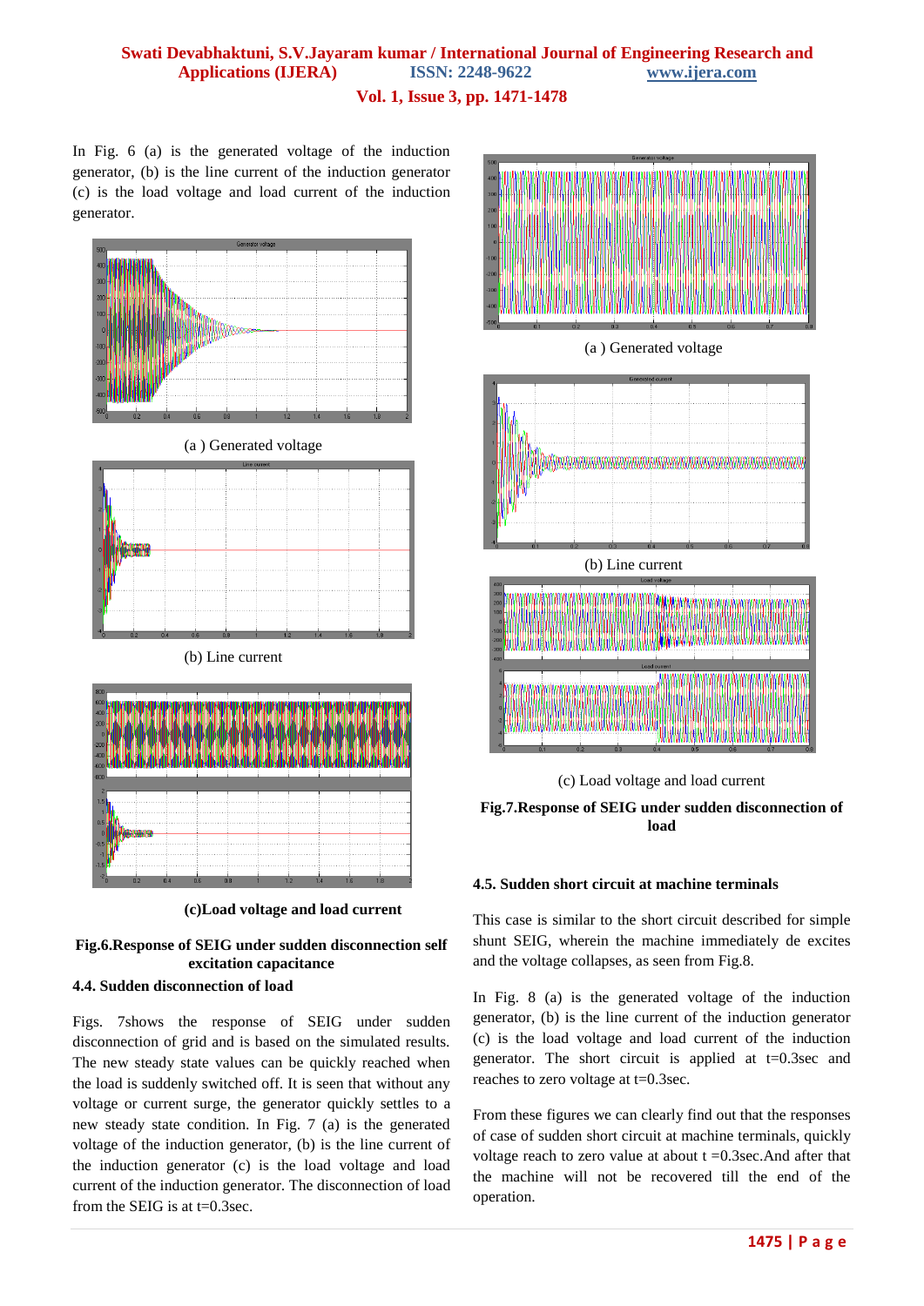In Fig. 6 (a) is the generated voltage of the induction generator, (b) is the line current of the induction generator (c) is the load voltage and load current of the induction generator.

Generator voltage

(a ) Generated voltage

Line current

(b) Line current

**(c)Load voltage and load current**

**Fig.6.Response of SEIG under sudden disconnection self excitation capacitance**

### 4.4. Sudden disconnection of load

Figs. 7shows the response of SEIG under sudden disconnection of grid and is based on the simulated results. The new steady state values can be quickly reached when the load is suddenly switched off. It is seen that without any voltage or current surge, the generator quickly settles to a new steady state condition. In Fig. 7 (a) is the generated voltage of the induction generator, (b) is the line current of the induction generator (c) is the load voltage and load current of the induction generator. The disconnection of load from the SEIG is at t=0.3sec.

Generator voltage

(a ) Generated voltage

Generated current

(b) Line current

Load voltage

Load current

(c) Load voltage and load current

**Fig.7.Response of SEIG under sudden disconnection of load**

### 4.5. Sudden short circuit at machine terminals

This case is similar to the short circuit described for simple shunt SEIG, wherein the machine immediately de excites and the voltage collapses, as seen from Fig.8.

In Fig. 8 (a) is the generated voltage of the induction generator, (b) is the line current of the induction generator (c) is the load voltage and load current of the induction generator. The short circuit is applied at t=0.3sec and reaches to zero voltage at t=0.3sec.

From these figures we can clearly find out that the responses of case of sudden short circuit at machine terminals, quickly voltage reach to zero value at about t =0.3sec.And after that the machine will not be recovered till the end of the operation.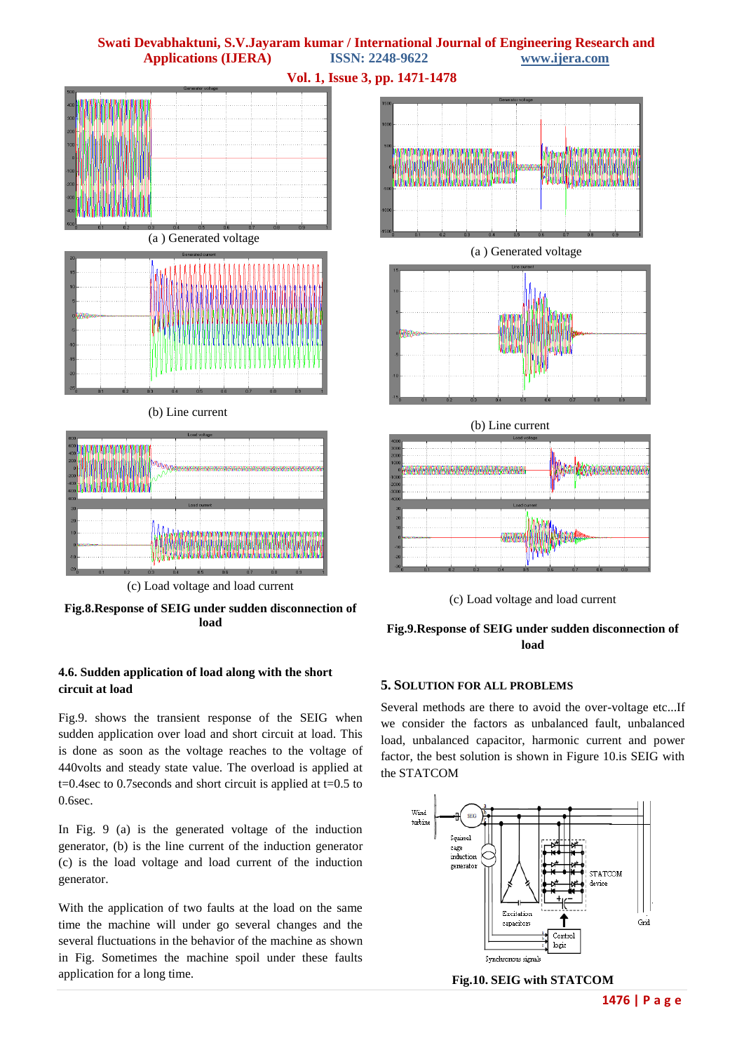(a ) Generated voltage

(b) Line current

(c) Load voltage and load current

**Fig.8.Response of SEIG under sudden disconnection of load**

### 4.6. Sudden application of load along with the short circuit at load

Fig.9. shows the transient response of the SEIG when sudden application over load and short circuit at load. This is done as soon as the voltage reaches to the voltage of 440volts and steady state value. The overload is applied at t=0.4sec to 0.7seconds and short circuit is applied at t=0.5 to 0.6sec.

In Fig. 9 (a) is the generated voltage of the induction generator, (b) is the line current of the induction generator (c) is the load voltage and load current of the induction generator.

With the application of two faults at the load on the same time the machine will under go several changes and the several fluctuations in the behavior of the machine as shown in Fig. Sometimes the machine spoil under these faults application for a long time.

(a ) Generated voltage

(b) Line current

(c) Load voltage and load current

**Fig.9.Response of SEIG under sudden disconnection of load**

## 5. SOLUTION FOR ALL PROBLEMS

Several methods are there to avoid the over-voltage etc...If we consider the factors as unbalanced fault, unbalanced load, unbalanced capacitor, harmonic current and power factor, the best solution is shown in Figure 10.is SEIG with the STATCOM

**Fig.10. SEIG with STATCOM**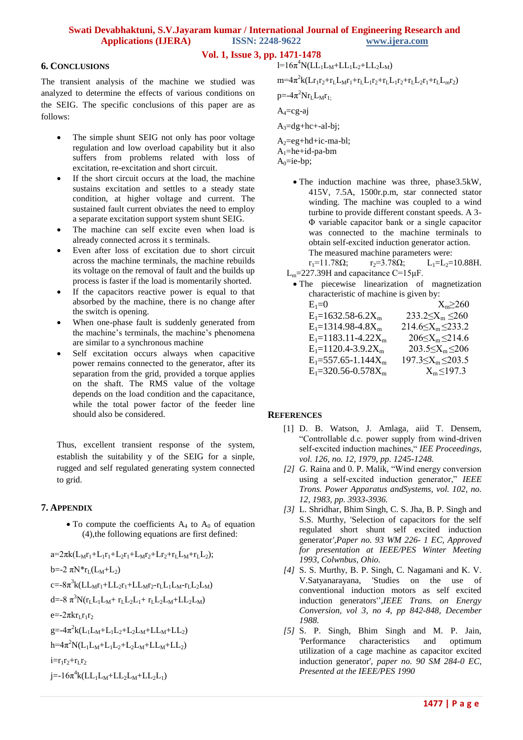## 6. CONCLUSIONS

The transient analysis of the machine we studied was analyzed to determine the effects of various conditions on the SEIG. The specific conclusions of this paper are as follows:

- The simple shunt SEIG not only has poor voltage regulation and low overload capability but it also suffers from problems related with loss of excitation, re-excitation and short circuit.
- If the short circuit occurs at the load, the machine sustains excitation and settles to a steady state condition, at higher voltage and current. The sustained fault current obviates the need to employ a separate excitation support system shunt SEIG.
- The machine can self excite even when load is already connected across it s terminals.
- Even after loss of excitation due to short circuit across the machine terminals, the machine rebuilds its voltage on the removal of fault and the builds up process is faster if the load is momentarily shorted.
- If the capacitors reactive power is equal to that absorbed by the machine, there is no change after the switch is opening.
- When one-phase fault is suddenly generated from the machine's terminals, the machine's phenomena are similar to a synchronous machine
- Self excitation occurs always when capacitive power remains connected to the generator, after its separation from the grid, provided a torque applies on the shaft. The RMS value of the voltage depends on the load condition and the capacitance, while the total power factor of the feeder line should also be considered.

Thus, excellent transient response of the system, establish the suitability y of the SEIG for a simple, rugged and self regulated generating system connected to grid.

## 7. APPENDIX

- To compute the coefficients $A_4$ to $A_0$ of equation (4),the following equations are first defined:

$a=2\pi k(L_Mr_1+L_1r_1+L_2r_1+L_Mr_2+Lr_2+r_LL_M+r_LL_2)$;

$b=-2\pi N*r_L(L_M+L_2)$

$c=-8\pi^3k(LL_Mr_1+LL_2r_1+LL_Mr_2-r_LL_1L_M-r_LL_2L_M)$

$d=-8\pi^3N(r_LL_1L_M+r_LL_2L_1+r_LL_2L_M+LL_2L_M)$

$e=-2\pi kr_Lr_1r_2$

$g=-4\pi^2k(L_1L_M+L_1L_2+L_2L_M+LL_M+LL_2)$

$h=4\pi^2N(L_1L_M+L_1L_2+L_2L_M+LL_M+LL_2)$

$i=r_1r_2+r_Lr_2$

$j=-16\pi^4k(LL_1L_M+LL_2L_M+LL_2L_1)$

$l=16\pi^4N(LL_1L_M+LL_1L_2+LL_2L_M)$

$m=4\pi^2k(Lr_1r_2+r_LL_Mr_1+r_LL_1r_2+r_LL_1r_2+r_LL_2r_1+r_LL_mr_2)$

$p=-4\pi^2Nr_LL_Mr_1$;

$A_4=cg-aj$

$A_3=dg+hc+-al-bj$;

$A_2=eg+hd+ic-ma-bl$;

$A_1=he+id-pa-bm$

$A_0=ie-bp$;

- The induction machine was three, phase3.5kW, 415V, 7.5A, 1500r.p.m, star connected stator winding. The machine was coupled to a wind turbine to provide different constant speeds. A 3-Φ variable capacitor bank or a single capacitor was connected to the machine terminals to obtain self-excited induction generator action. The measured machine parameters were: $r_1$=11.78Ω; $r_2$=3.78Ω; $L_1=L_2$=10.88H. $L_m$=227.39H and capacitance C=15μF.
- The piecewise linearization of magnetization characteristic of machine is given by:

| | |
|---|---|
| $E_1=0$ | $X_m \geq 260$ |
| $E_1=1632.58-6.2X_m$ | $233.2 \leq X_m \leq 260$ |
| $E_1=1314.98-4.8X_m$ | $214.6 \leq X_m \leq 233.2$ |
| $E_1=1183.11-4.22X_m$ | $206 \leq X_m \leq 214.6$ |
| $E_1=1120.4-3.9.2X_m$ | $203.5 \leq X_m \leq 206$ |
| $E_1=557.65-1.144X_m$ | $197.3 \leq X_m \leq 203.5$ |
| $E_1=320.56-0.578X_m$ | $X_m \leq 197.3$ |

## REFERENCES

[1] D. B. Watson, J. Amlaga, aiid T. Densem, "Controllable d.c. power supply from wind-driven self-excited induction machines," *IEE Proceedings, vol. 126, no. 12, 1979, pp. 1245-1248.*

[2] G. Raina and 0. P. Malik, "Wind energy conversion using a self-excited induction generator," *IEEE Trons. Power Apparatus andSystems, vol. 102, no. 12, 1983, pp. 3933-3936.*

[3] L. Shridhar, Bhim Singh, C. S. Jha, B. P. Singh and S.S. Murthy, 'Selection of capacitors for the self regulated short shunt self excited induction generator',*Paper no. 93 WM 226- 1 EC, Approved for presentation at IEEE/PES Winter Meeting 1993, Colwnbus, Ohio.*

[4] S. S. Murthy, B. P. Singh, C. Nagamani and K. V. V.Satyanarayana, 'Studies on the use of conventional induction motors as self excited induction generators'',*IEEE Trans. on Energy Conversion, vol 3, no 4, pp 842-848, December 1988.*

[5] S. P. Singh, Bhim Singh and M. P. Jain, 'Performance characteristics and optimum utilization of a cage machine as capacitor excited induction generator', *paper no. 90 SM 284-0 EC, Presented at the IEEE/PES 1990*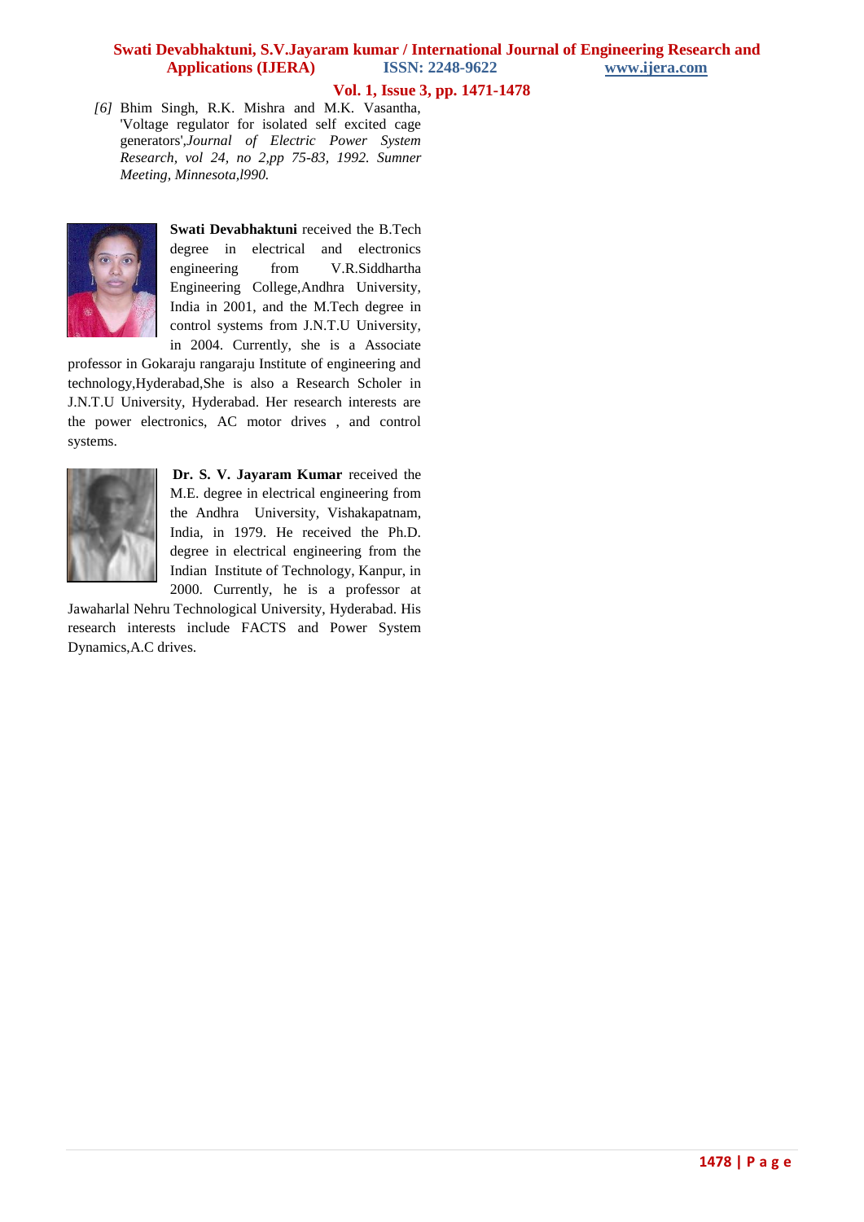*[6]* Bhim Singh, R.K. Mishra and M.K. Vasantha, 'Voltage regulator for isolated self excited cage generators',*Journal of Electric Power System Research, vol 24, no 2,pp 75-83, 1992. Sumner Meeting, Minnesota,l990.*

**Swati Devabhaktuni** received the B.Tech degree in electrical and electronics engineering from V.R.Siddhartha Engineering College,Andhra University, India in 2001, and the M.Tech degree in control systems from J.N.T.U University, in 2004. Currently, she is a Associate professor in Gokaraju rangaraju Institute of engineering and technology,Hyderabad,She is also a Research Scholer in J.N.T.U University, Hyderabad. Her research interests are the power electronics, AC motor drives , and control systems.

**Dr. S. V. Jayaram Kumar** received the M.E. degree in electrical engineering from the Andhra University, Vishakapatnam, India, in 1979. He received the Ph.D. degree in electrical engineering from the Indian Institute of Technology, Kanpur, in 2000. Currently, he is a professor at Jawaharlal Nehru Technological University, Hyderabad. His research interests include FACTS and Power System Dynamics,A.C drives.